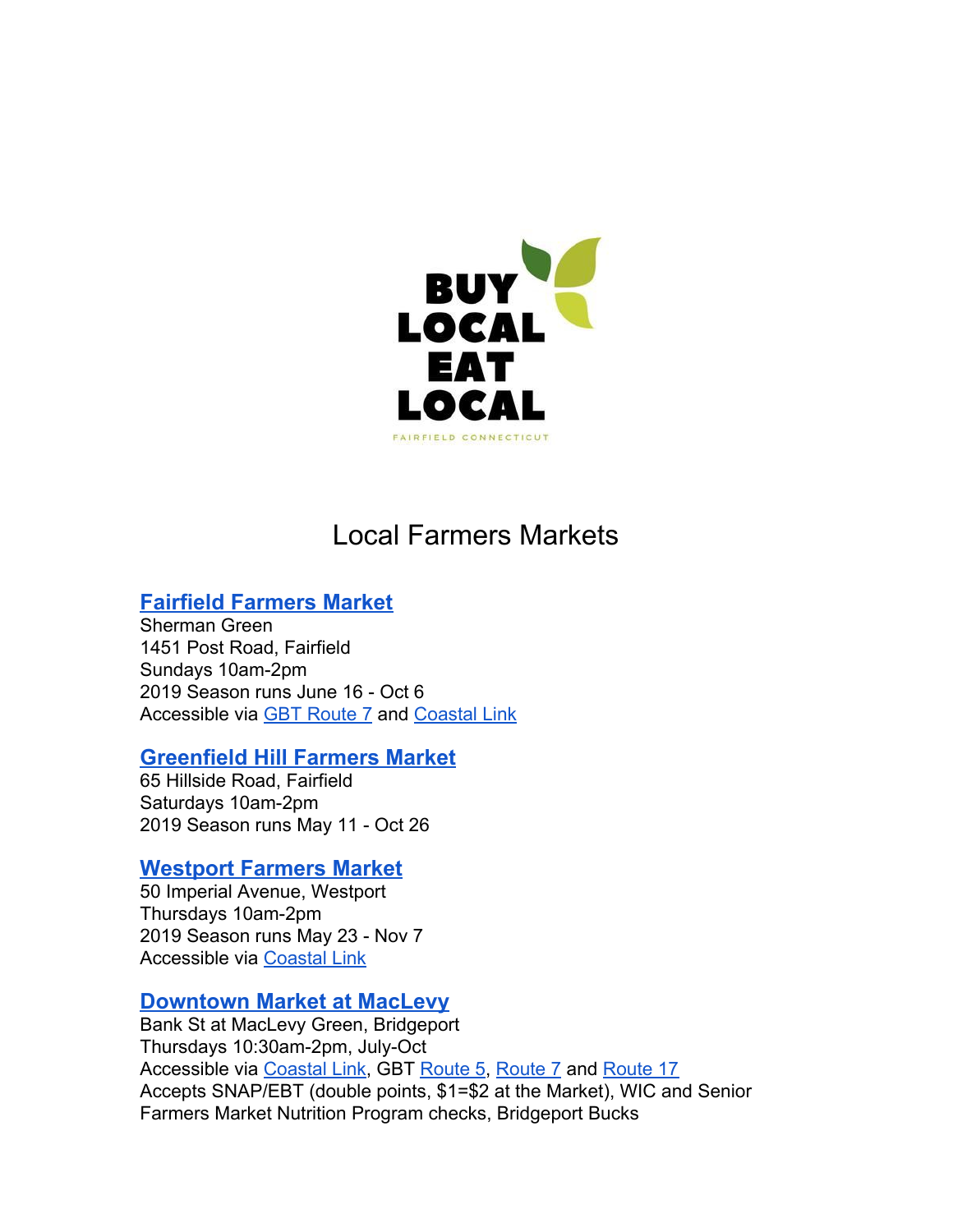BUY
LOCAL
EAT
LOCAL

FAIRFIELD CONNECTICUT

# Local Farmers Markets

## Fairfield Farmers Market

Sherman Green
1451 Post Road, Fairfield
Sundays 10am-2pm
2019 Season runs June 16 - Oct 6
Accessible via GBT Route 7 and Coastal Link

## Greenfield Hill Farmers Market

65 Hillside Road, Fairfield
Saturdays 10am-2pm
2019 Season runs May 11 - Oct 26

## Westport Farmers Market

50 Imperial Avenue, Westport
Thursdays 10am-2pm
2019 Season runs May 23 - Nov 7
Accessible via Coastal Link

## Downtown Market at MacLevy

Bank St at MacLevy Green, Bridgeport
Thursdays 10:30am-2pm, July-Oct
Accessible via Coastal Link, GBT Route 5, Route 7 and Route 17
Accepts SNAP/EBT (double points, $1=$2 at the Market), WIC and Senior Farmers Market Nutrition Program checks, Bridgeport Bucks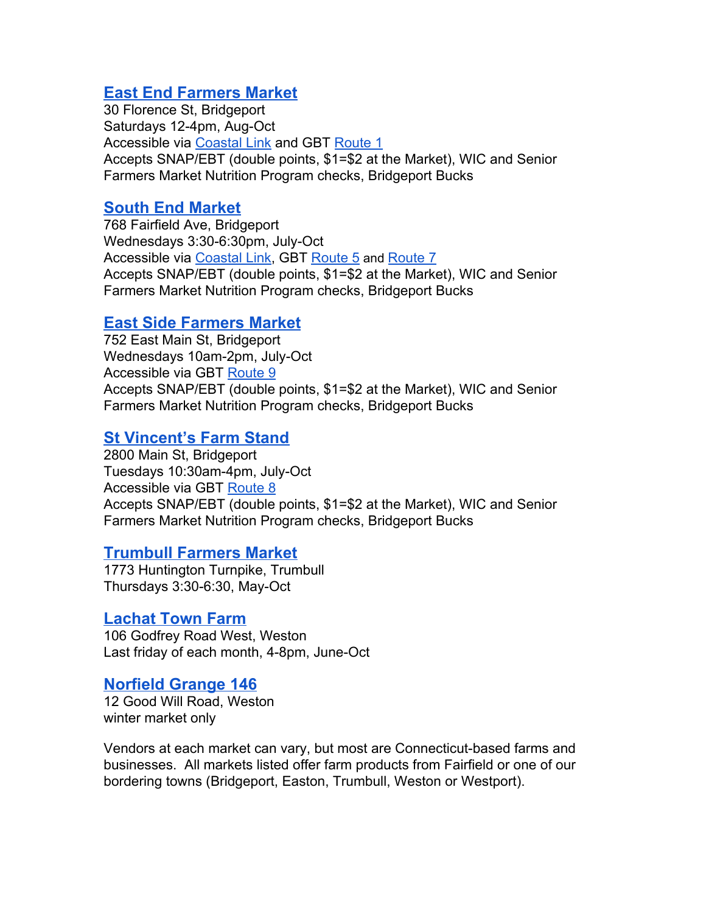### East End Farmers Market

30 Florence St, Bridgeport
Saturdays 12-4pm, Aug-Oct
Accessible via Coastal Link and GBT Route 1
Accepts SNAP/EBT (double points, $1=$2 at the Market), WIC and Senior Farmers Market Nutrition Program checks, Bridgeport Bucks

### South End Market

768 Fairfield Ave, Bridgeport
Wednesdays 3:30-6:30pm, July-Oct
Accessible via Coastal Link, GBT Route 5 and Route 7
Accepts SNAP/EBT (double points, $1=$2 at the Market), WIC and Senior Farmers Market Nutrition Program checks, Bridgeport Bucks

### East Side Farmers Market

752 East Main St, Bridgeport
Wednesdays 10am-2pm, July-Oct
Accessible via GBT Route 9
Accepts SNAP/EBT (double points, $1=$2 at the Market), WIC and Senior Farmers Market Nutrition Program checks, Bridgeport Bucks

### St Vincent's Farm Stand

2800 Main St, Bridgeport
Tuesdays 10:30am-4pm, July-Oct
Accessible via GBT Route 8
Accepts SNAP/EBT (double points, $1=$2 at the Market), WIC and Senior Farmers Market Nutrition Program checks, Bridgeport Bucks

### Trumbull Farmers Market

1773 Huntington Turnpike, Trumbull
Thursdays 3:30-6:30, May-Oct

### Lachat Town Farm

106 Godfrey Road West, Weston
Last friday of each month, 4-8pm, June-Oct

### Norfield Grange 146

12 Good Will Road, Weston
winter market only

Vendors at each market can vary, but most are Connecticut-based farms and businesses. All markets listed offer farm products from Fairfield or one of our bordering towns (Bridgeport, Easton, Trumbull, Weston or Westport).